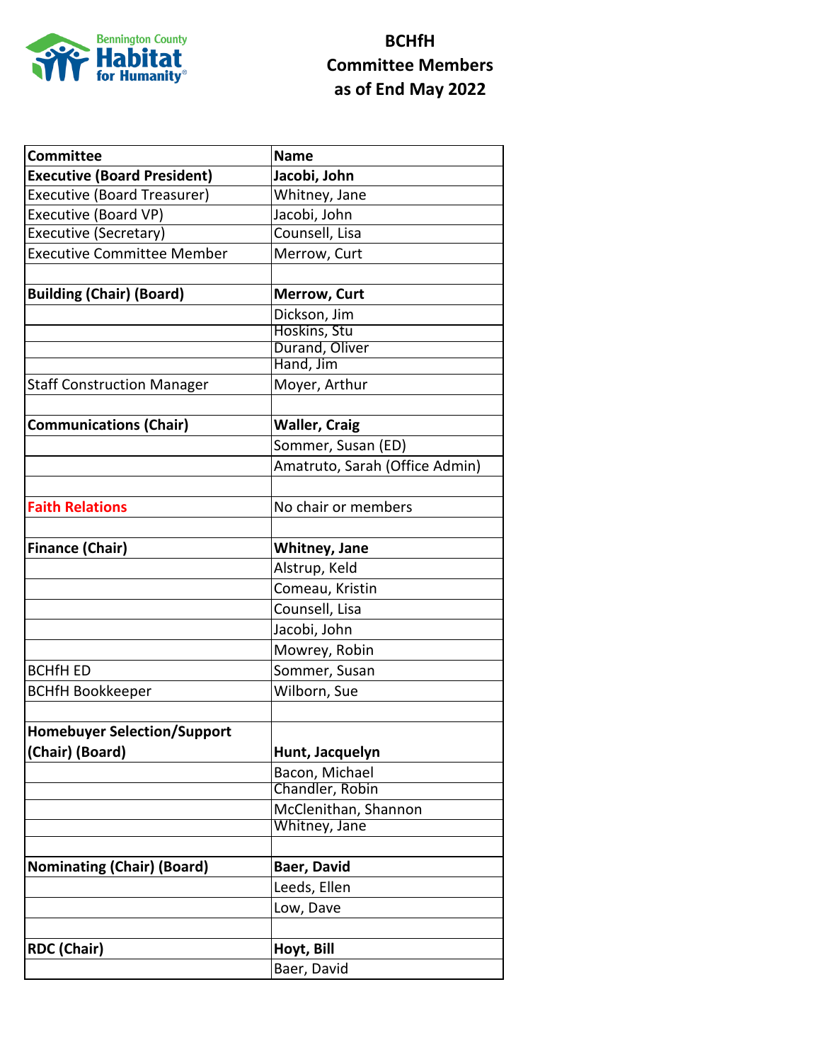# BCHfH
## Committee Members
## as of End May 2022

| Committee | Name |
|---|---|
| **Executive (Board President)** | **Jacobi, John** |
| Executive (Board Treasurer) | Whitney, Jane |
| Executive (Board VP) | Jacobi, John |
| Executive (Secretary) | Counsell, Lisa |
| Executive Committee Member | Merrow, Curt |
| | |
| **Building (Chair) (Board)** | **Merrow, Curt** |
| | Dickson, Jim |
| | Hoskins, Stu |
| | Durand, Oliver |
| | Hand, Jim |
| Staff Construction Manager | Moyer, Arthur |
| | |
| **Communications (Chair)** | **Waller, Craig** |
| | Sommer, Susan (ED) |
| | Amatruto, Sarah (Office Admin) |
| | |
| **Faith Relations** | No chair or members |
| | |
| **Finance (Chair)** | **Whitney, Jane** |
| | Alstrup, Keld |
| | Comeau, Kristin |
| | Counsell, Lisa |
| | Jacobi, John |
| | Mowrey, Robin |
| BCHfH ED | Sommer, Susan |
| BCHfH Bookkeeper | Wilborn, Sue |
| | |
| **Homebuyer Selection/Support (Chair) (Board)** | **Hunt, Jacquelyn** |
| | Bacon, Michael |
| | Chandler, Robin |
| | McClenithan, Shannon |
| | Whitney, Jane |
| | |
| **Nominating (Chair) (Board)** | **Baer, David** |
| | Leeds, Ellen |
| | Low, Dave |
| | |
| **RDC (Chair)** | **Hoyt, Bill** |
| | Baer, David |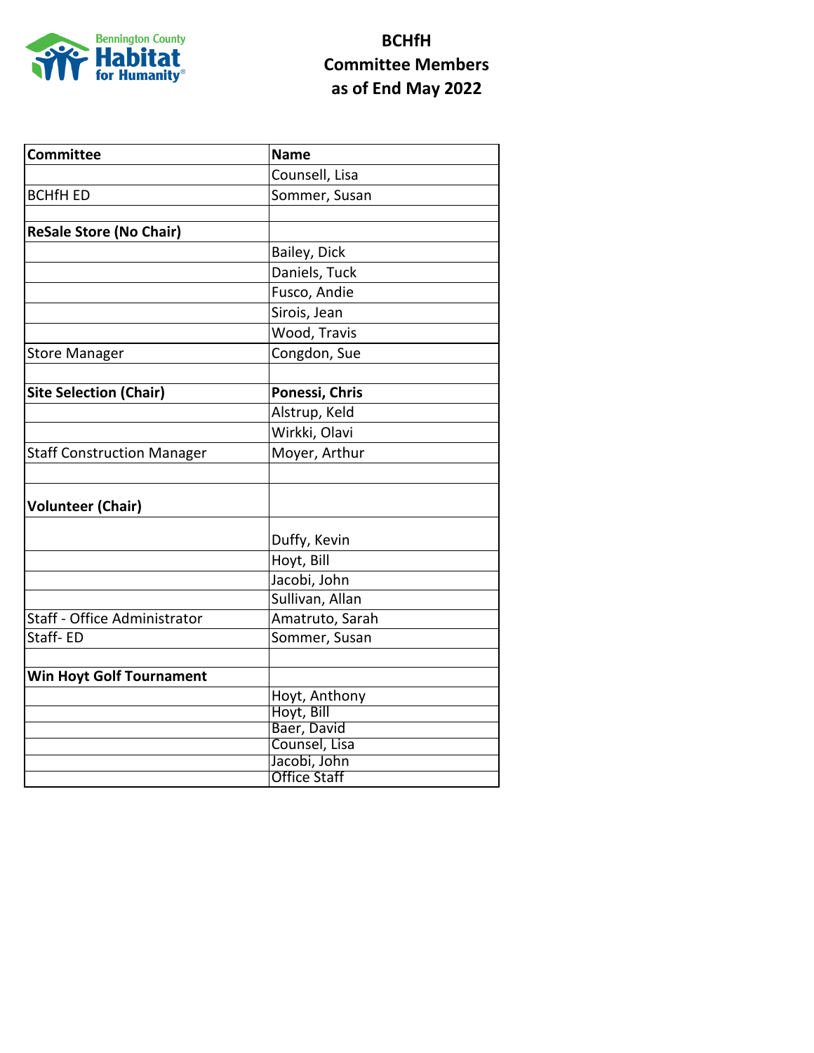Bennington County Habitat for Humanity

# BCHfH Committee Members as of End May 2022

| Committee | Name |
|---|---|
| | Counsell, Lisa |
| BCHfH ED | Sommer, Susan |
| | |
| **ReSale Store (No Chair)** | |
| | Bailey, Dick |
| | Daniels, Tuck |
| | Fusco, Andie |
| | Sirois, Jean |
| | Wood, Travis |
| Store Manager | Congdon, Sue |
| | |
| **Site Selection (Chair)** | **Ponessi, Chris** |
| | Alstrup, Keld |
| | Wirkki, Olavi |
| Staff Construction Manager | Moyer, Arthur |
| | |
| **Volunteer (Chair)** | |
| | Duffy, Kevin |
| | Hoyt, Bill |
| | Jacobi, John |
| | Sullivan, Allan |
| Staff - Office Administrator | Amatruto, Sarah |
| Staff- ED | Sommer, Susan |
| | |
| **Win Hoyt Golf Tournament** | |
| | Hoyt, Anthony |
| | Hoyt, Bill |
| | Baer, David |
| | Counsel, Lisa |
| | Jacobi, John |
| | Office Staff |